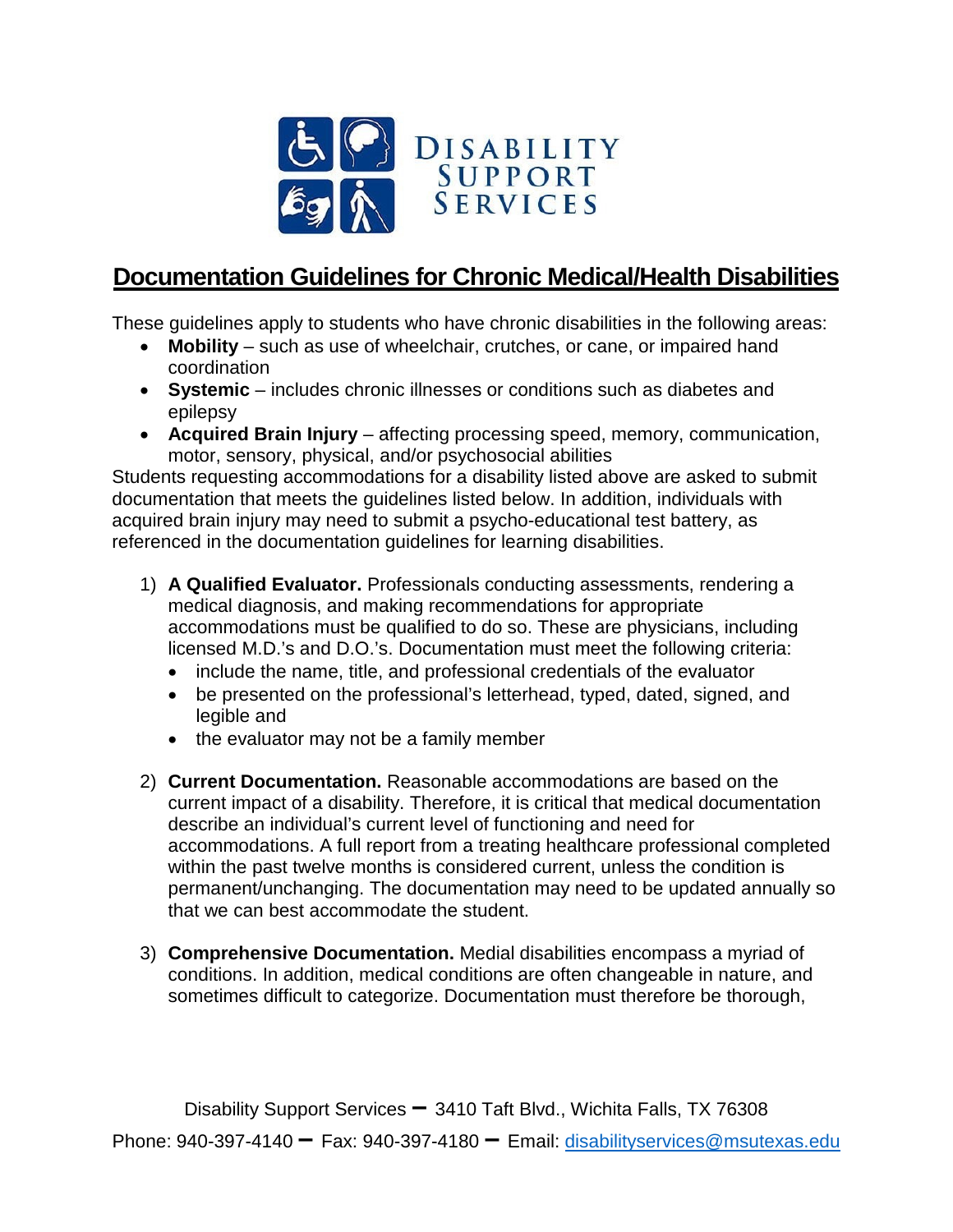DISABILITY SUPPORT SERVICES

# Documentation Guidelines for Chronic Medical/Health Disabilities

These guidelines apply to students who have chronic disabilities in the following areas:

- **Mobility** – such as use of wheelchair, crutches, or cane, or impaired hand coordination
- **Systemic** – includes chronic illnesses or conditions such as diabetes and epilepsy
- **Acquired Brain Injury** – affecting processing speed, memory, communication, motor, sensory, physical, and/or psychosocial abilities

Students requesting accommodations for a disability listed above are asked to submit documentation that meets the guidelines listed below. In addition, individuals with acquired brain injury may need to submit a psycho-educational test battery, as referenced in the documentation guidelines for learning disabilities.

1) **A Qualified Evaluator.** Professionals conducting assessments, rendering a medical diagnosis, and making recommendations for appropriate accommodations must be qualified to do so. These are physicians, including licensed M.D.'s and D.O.'s. Documentation must meet the following criteria:
   - include the name, title, and professional credentials of the evaluator
   - be presented on the professional's letterhead, typed, dated, signed, and legible and
   - the evaluator may not be a family member

2) **Current Documentation.** Reasonable accommodations are based on the current impact of a disability. Therefore, it is critical that medical documentation describe an individual's current level of functioning and need for accommodations. A full report from a treating healthcare professional completed within the past twelve months is considered current, unless the condition is permanent/unchanging. The documentation may need to be updated annually so that we can best accommodate the student.

3) **Comprehensive Documentation.** Medial disabilities encompass a myriad of conditions. In addition, medical conditions are often changeable in nature, and sometimes difficult to categorize. Documentation must therefore be thorough,

Disability Support Services – 3410 Taft Blvd., Wichita Falls, TX 76308
Phone: 940-397-4140 – Fax: 940-397-4180 – Email: disabilityservices@msutexas.edu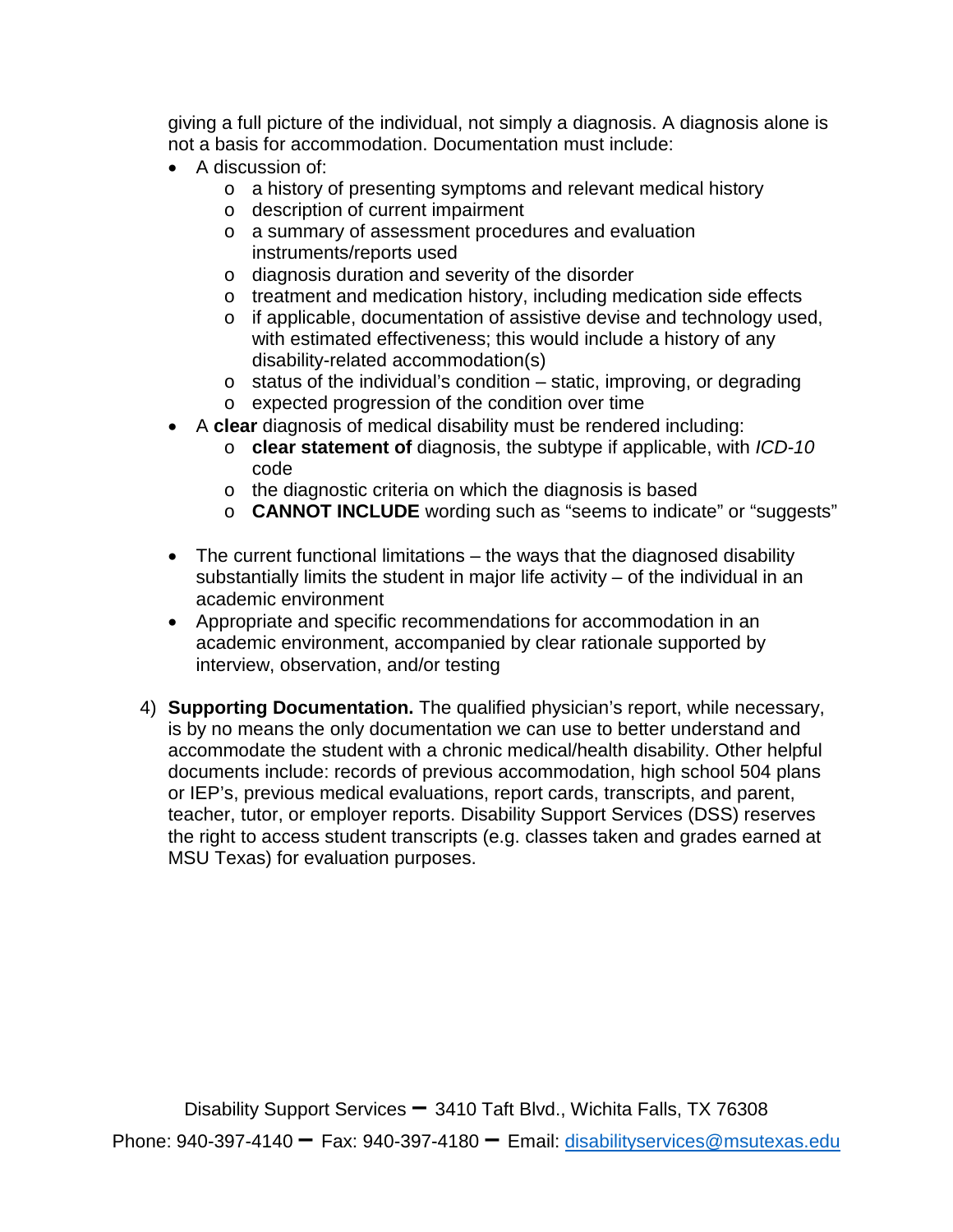giving a full picture of the individual, not simply a diagnosis. A diagnosis alone is not a basis for accommodation. Documentation must include:

- A discussion of:
  - a history of presenting symptoms and relevant medical history
  - description of current impairment
  - a summary of assessment procedures and evaluation instruments/reports used
  - diagnosis duration and severity of the disorder
  - treatment and medication history, including medication side effects
  - if applicable, documentation of assistive devise and technology used, with estimated effectiveness; this would include a history of any disability-related accommodation(s)
  - status of the individual's condition – static, improving, or degrading
  - expected progression of the condition over time
- A **clear** diagnosis of medical disability must be rendered including:
  - **clear statement of** diagnosis, the subtype if applicable, with *ICD-10* code
  - the diagnostic criteria on which the diagnosis is based
  - **CANNOT INCLUDE** wording such as "seems to indicate" or "suggests"
- The current functional limitations – the ways that the diagnosed disability substantially limits the student in major life activity – of the individual in an academic environment
- Appropriate and specific recommendations for accommodation in an academic environment, accompanied by clear rationale supported by interview, observation, and/or testing

4) **Supporting Documentation.** The qualified physician's report, while necessary, is by no means the only documentation we can use to better understand and accommodate the student with a chronic medical/health disability. Other helpful documents include: records of previous accommodation, high school 504 plans or IEP's, previous medical evaluations, report cards, transcripts, and parent, teacher, tutor, or employer reports. Disability Support Services (DSS) reserves the right to access student transcripts (e.g. classes taken and grades earned at MSU Texas) for evaluation purposes.

Disability Support Services – 3410 Taft Blvd., Wichita Falls, TX 76308
Phone: 940-397-4140 – Fax: 940-397-4180 – Email: disabilityservices@msutexas.edu